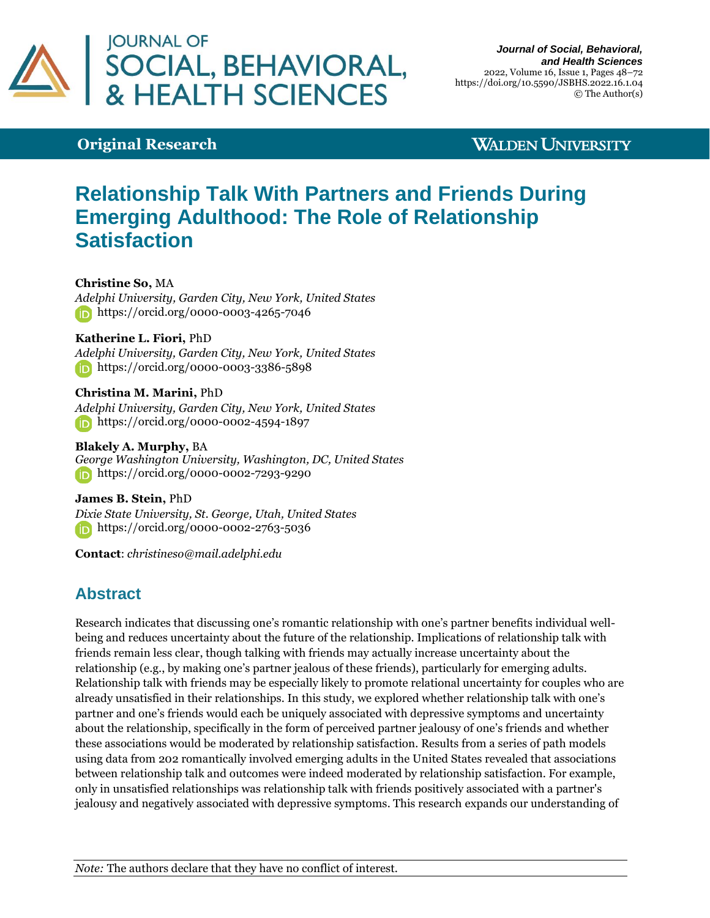**Original Research**

# Relationship Talk With Partners and Friends During Emerging Adulthood: The Role of Relationship Satisfaction

**Christine So,** MA
*Adelphi University, Garden City, New York, United States*
https://orcid.org/0000-0003-4265-7046

**Katherine L. Fiori,** PhD
*Adelphi University, Garden City, New York, United States*
https://orcid.org/0000-0003-3386-5898

**Christina M. Marini,** PhD
*Adelphi University, Garden City, New York, United States*
https://orcid.org/0000-0002-4594-1897

**Blakely A. Murphy,** BA
*George Washington University, Washington, DC, United States*
https://orcid.org/0000-0002-7293-9290

**James B. Stein,** PhD
*Dixie State University, St. George, Utah, United States*
https://orcid.org/0000-0002-2763-5036

**Contact**: *christineso@mail.adelphi.edu*

## Abstract

Research indicates that discussing one's romantic relationship with one's partner benefits individual well-being and reduces uncertainty about the future of the relationship. Implications of relationship talk with friends remain less clear, though talking with friends may actually increase uncertainty about the relationship (e.g., by making one's partner jealous of these friends), particularly for emerging adults. Relationship talk with friends may be especially likely to promote relational uncertainty for couples who are already unsatisfied in their relationships. In this study, we explored whether relationship talk with one's partner and one's friends would each be uniquely associated with depressive symptoms and uncertainty about the relationship, specifically in the form of perceived partner jealousy of one's friends and whether these associations would be moderated by relationship satisfaction. Results from a series of path models using data from 202 romantically involved emerging adults in the United States revealed that associations between relationship talk and outcomes were indeed moderated by relationship satisfaction. For example, only in unsatisfied relationships was relationship talk with friends positively associated with a partner's jealousy and negatively associated with depressive symptoms. This research expands our understanding of

*Note:* The authors declare that they have no conflict of interest.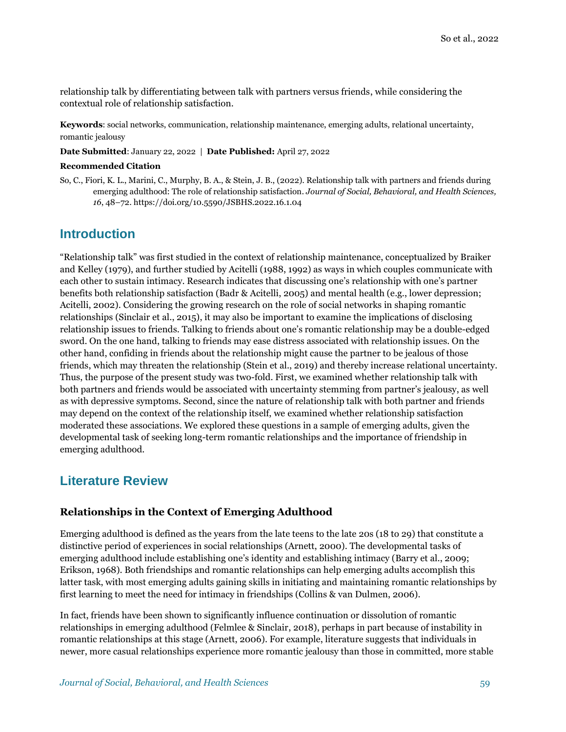relationship talk by differentiating between talk with partners versus friends, while considering the contextual role of relationship satisfaction.

**Keywords**: social networks, communication, relationship maintenance, emerging adults, relational uncertainty, romantic jealousy

**Date Submitted**: January 22, 2022 | **Date Published:** April 27, 2022

**Recommended Citation**

So, C., Fiori, K. L., Marini, C., Murphy, B. A., & Stein, J. B., (2022). Relationship talk with partners and friends during emerging adulthood: The role of relationship satisfaction. *Journal of Social, Behavioral, and Health Sciences, 16*, 48–72. https://doi.org/10.5590/JSBHS.2022.16.1.04

## Introduction

"Relationship talk" was first studied in the context of relationship maintenance, conceptualized by Braiker and Kelley (1979), and further studied by Acitelli (1988, 1992) as ways in which couples communicate with each other to sustain intimacy. Research indicates that discussing one's relationship with one's partner benefits both relationship satisfaction (Badr & Acitelli, 2005) and mental health (e.g., lower depression; Acitelli, 2002). Considering the growing research on the role of social networks in shaping romantic relationships (Sinclair et al., 2015), it may also be important to examine the implications of disclosing relationship issues to friends. Talking to friends about one's romantic relationship may be a double-edged sword. On the one hand, talking to friends may ease distress associated with relationship issues. On the other hand, confiding in friends about the relationship might cause the partner to be jealous of those friends, which may threaten the relationship (Stein et al., 2019) and thereby increase relational uncertainty. Thus, the purpose of the present study was two-fold. First, we examined whether relationship talk with both partners and friends would be associated with uncertainty stemming from partner's jealousy, as well as with depressive symptoms. Second, since the nature of relationship talk with both partner and friends may depend on the context of the relationship itself, we examined whether relationship satisfaction moderated these associations. We explored these questions in a sample of emerging adults, given the developmental task of seeking long-term romantic relationships and the importance of friendship in emerging adulthood.

## Literature Review

### Relationships in the Context of Emerging Adulthood

Emerging adulthood is defined as the years from the late teens to the late 20s (18 to 29) that constitute a distinctive period of experiences in social relationships (Arnett, 2000). The developmental tasks of emerging adulthood include establishing one's identity and establishing intimacy (Barry et al., 2009; Erikson, 1968). Both friendships and romantic relationships can help emerging adults accomplish this latter task, with most emerging adults gaining skills in initiating and maintaining romantic relationships by first learning to meet the need for intimacy in friendships (Collins & van Dulmen, 2006).

In fact, friends have been shown to significantly influence continuation or dissolution of romantic relationships in emerging adulthood (Felmlee & Sinclair, 2018), perhaps in part because of instability in romantic relationships at this stage (Arnett, 2006). For example, literature suggests that individuals in newer, more casual relationships experience more romantic jealousy than those in committed, more stable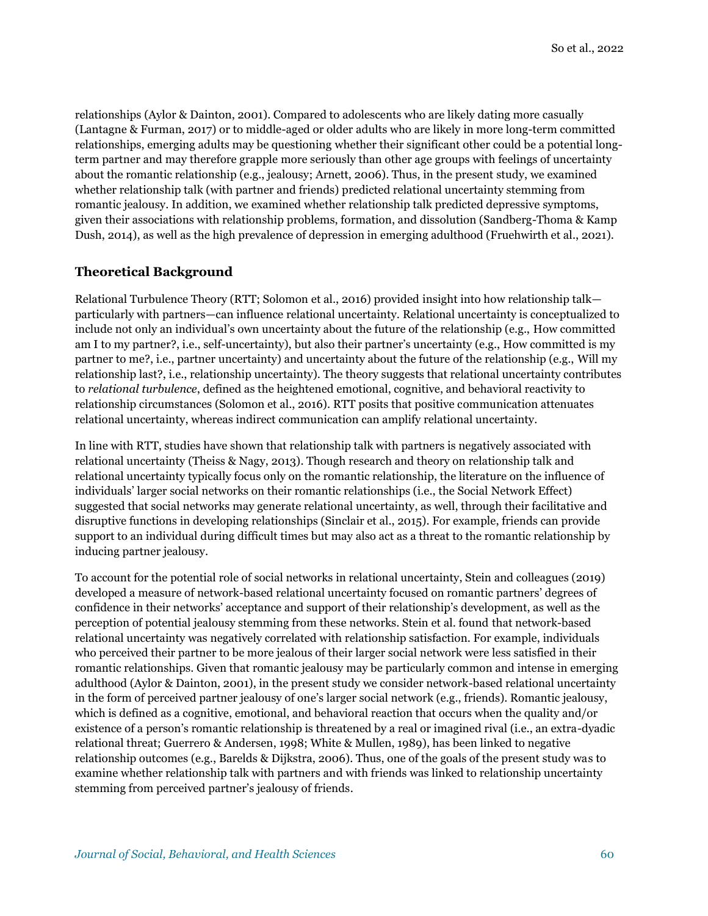relationships (Aylor & Dainton, 2001). Compared to adolescents who are likely dating more casually (Lantagne & Furman, 2017) or to middle-aged or older adults who are likely in more long-term committed relationships, emerging adults may be questioning whether their significant other could be a potential long-term partner and may therefore grapple more seriously than other age groups with feelings of uncertainty about the romantic relationship (e.g., jealousy; Arnett, 2006). Thus, in the present study, we examined whether relationship talk (with partner and friends) predicted relational uncertainty stemming from romantic jealousy. In addition, we examined whether relationship talk predicted depressive symptoms, given their associations with relationship problems, formation, and dissolution (Sandberg-Thoma & Kamp Dush, 2014), as well as the high prevalence of depression in emerging adulthood (Fruehwirth et al., 2021).

## Theoretical Background

Relational Turbulence Theory (RTT; Solomon et al., 2016) provided insight into how relationship talk—particularly with partners—can influence relational uncertainty. Relational uncertainty is conceptualized to include not only an individual's own uncertainty about the future of the relationship (e.g., How committed am I to my partner?, i.e., self-uncertainty), but also their partner's uncertainty (e.g., How committed is my partner to me?, i.e., partner uncertainty) and uncertainty about the future of the relationship (e.g., Will my relationship last?, i.e., relationship uncertainty). The theory suggests that relational uncertainty contributes to *relational turbulence*, defined as the heightened emotional, cognitive, and behavioral reactivity to relationship circumstances (Solomon et al., 2016). RTT posits that positive communication attenuates relational uncertainty, whereas indirect communication can amplify relational uncertainty.

In line with RTT, studies have shown that relationship talk with partners is negatively associated with relational uncertainty (Theiss & Nagy, 2013). Though research and theory on relationship talk and relational uncertainty typically focus only on the romantic relationship, the literature on the influence of individuals' larger social networks on their romantic relationships (i.e., the Social Network Effect) suggested that social networks may generate relational uncertainty, as well, through their facilitative and disruptive functions in developing relationships (Sinclair et al., 2015). For example, friends can provide support to an individual during difficult times but may also act as a threat to the romantic relationship by inducing partner jealousy.

To account for the potential role of social networks in relational uncertainty, Stein and colleagues (2019) developed a measure of network-based relational uncertainty focused on romantic partners' degrees of confidence in their networks' acceptance and support of their relationship's development, as well as the perception of potential jealousy stemming from these networks. Stein et al. found that network-based relational uncertainty was negatively correlated with relationship satisfaction. For example, individuals who perceived their partner to be more jealous of their larger social network were less satisfied in their romantic relationships. Given that romantic jealousy may be particularly common and intense in emerging adulthood (Aylor & Dainton, 2001), in the present study we consider network-based relational uncertainty in the form of perceived partner jealousy of one's larger social network (e.g., friends). Romantic jealousy, which is defined as a cognitive, emotional, and behavioral reaction that occurs when the quality and/or existence of a person's romantic relationship is threatened by a real or imagined rival (i.e., an extra-dyadic relational threat; Guerrero & Andersen, 1998; White & Mullen, 1989), has been linked to negative relationship outcomes (e.g., Barelds & Dijkstra, 2006). Thus, one of the goals of the present study was to examine whether relationship talk with partners and with friends was linked to relationship uncertainty stemming from perceived partner's jealousy of friends.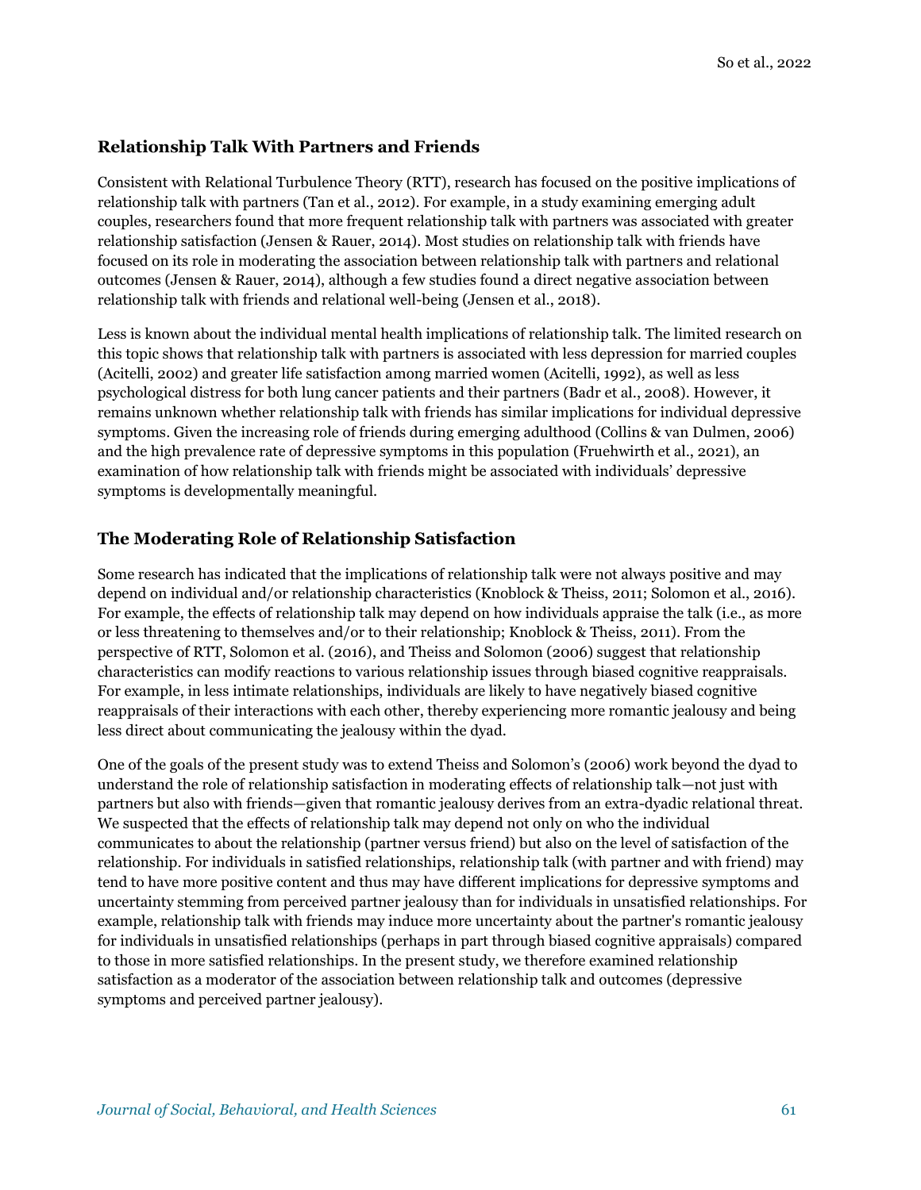## Relationship Talk With Partners and Friends

Consistent with Relational Turbulence Theory (RTT), research has focused on the positive implications of relationship talk with partners (Tan et al., 2012). For example, in a study examining emerging adult couples, researchers found that more frequent relationship talk with partners was associated with greater relationship satisfaction (Jensen & Rauer, 2014). Most studies on relationship talk with friends have focused on its role in moderating the association between relationship talk with partners and relational outcomes (Jensen & Rauer, 2014), although a few studies found a direct negative association between relationship talk with friends and relational well-being (Jensen et al., 2018).

Less is known about the individual mental health implications of relationship talk. The limited research on this topic shows that relationship talk with partners is associated with less depression for married couples (Acitelli, 2002) and greater life satisfaction among married women (Acitelli, 1992), as well as less psychological distress for both lung cancer patients and their partners (Badr et al., 2008). However, it remains unknown whether relationship talk with friends has similar implications for individual depressive symptoms. Given the increasing role of friends during emerging adulthood (Collins & van Dulmen, 2006) and the high prevalence rate of depressive symptoms in this population (Fruehwirth et al., 2021), an examination of how relationship talk with friends might be associated with individuals' depressive symptoms is developmentally meaningful.

## The Moderating Role of Relationship Satisfaction

Some research has indicated that the implications of relationship talk were not always positive and may depend on individual and/or relationship characteristics (Knoblock & Theiss, 2011; Solomon et al., 2016). For example, the effects of relationship talk may depend on how individuals appraise the talk (i.e., as more or less threatening to themselves and/or to their relationship; Knoblock & Theiss, 2011). From the perspective of RTT, Solomon et al. (2016), and Theiss and Solomon (2006) suggest that relationship characteristics can modify reactions to various relationship issues through biased cognitive reappraisals. For example, in less intimate relationships, individuals are likely to have negatively biased cognitive reappraisals of their interactions with each other, thereby experiencing more romantic jealousy and being less direct about communicating the jealousy within the dyad.

One of the goals of the present study was to extend Theiss and Solomon's (2006) work beyond the dyad to understand the role of relationship satisfaction in moderating effects of relationship talk—not just with partners but also with friends—given that romantic jealousy derives from an extra-dyadic relational threat. We suspected that the effects of relationship talk may depend not only on who the individual communicates to about the relationship (partner versus friend) but also on the level of satisfaction of the relationship. For individuals in satisfied relationships, relationship talk (with partner and with friend) may tend to have more positive content and thus may have different implications for depressive symptoms and uncertainty stemming from perceived partner jealousy than for individuals in unsatisfied relationships. For example, relationship talk with friends may induce more uncertainty about the partner's romantic jealousy for individuals in unsatisfied relationships (perhaps in part through biased cognitive appraisals) compared to those in more satisfied relationships. In the present study, we therefore examined relationship satisfaction as a moderator of the association between relationship talk and outcomes (depressive symptoms and perceived partner jealousy).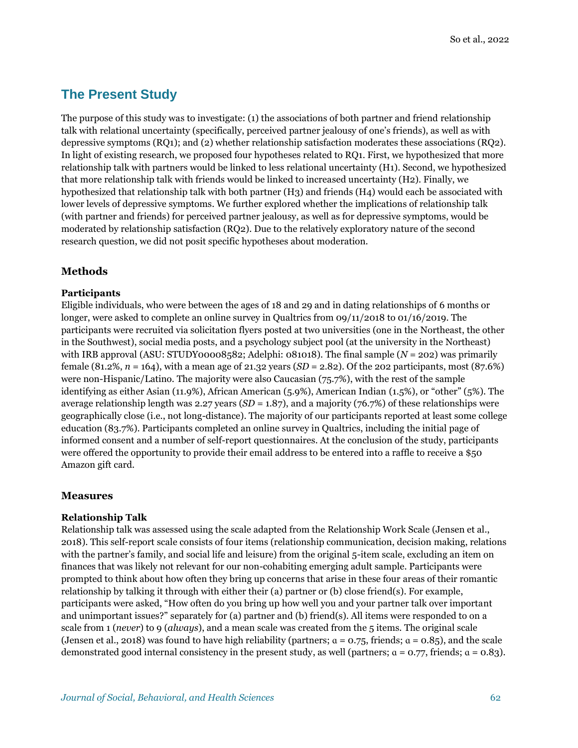## The Present Study

The purpose of this study was to investigate: (1) the associations of both partner and friend relationship talk with relational uncertainty (specifically, perceived partner jealousy of one's friends), as well as with depressive symptoms (RQ1); and (2) whether relationship satisfaction moderates these associations (RQ2). In light of existing research, we proposed four hypotheses related to RQ1. First, we hypothesized that more relationship talk with partners would be linked to less relational uncertainty (H1). Second, we hypothesized that more relationship talk with friends would be linked to increased uncertainty (H2). Finally, we hypothesized that relationship talk with both partner (H3) and friends (H4) would each be associated with lower levels of depressive symptoms. We further explored whether the implications of relationship talk (with partner and friends) for perceived partner jealousy, as well as for depressive symptoms, would be moderated by relationship satisfaction (RQ2). Due to the relatively exploratory nature of the second research question, we did not posit specific hypotheses about moderation.

### Methods

#### Participants

Eligible individuals, who were between the ages of 18 and 29 and in dating relationships of 6 months or longer, were asked to complete an online survey in Qualtrics from 09/11/2018 to 01/16/2019. The participants were recruited via solicitation flyers posted at two universities (one in the Northeast, the other in the Southwest), social media posts, and a psychology subject pool (at the university in the Northeast) with IRB approval (ASU: STUDY00008582; Adelphi: 081018). The final sample ($N$ = 202) was primarily female (81.2%, $n$ = 164), with a mean age of 21.32 years ($SD$ = 2.82). Of the 202 participants, most (87.6%) were non-Hispanic/Latino. The majority were also Caucasian (75.7%), with the rest of the sample identifying as either Asian (11.9%), African American (5.9%), American Indian (1.5%), or "other" (5%). The average relationship length was 2.27 years ($SD$ = 1.87), and a majority (76.7%) of these relationships were geographically close (i.e., not long-distance). The majority of our participants reported at least some college education (83.7%). Participants completed an online survey in Qualtrics, including the initial page of informed consent and a number of self-report questionnaires. At the conclusion of the study, participants were offered the opportunity to provide their email address to be entered into a raffle to receive a $50 Amazon gift card.

### Measures

#### Relationship Talk

Relationship talk was assessed using the scale adapted from the Relationship Work Scale (Jensen et al., 2018). This self-report scale consists of four items (relationship communication, decision making, relations with the partner's family, and social life and leisure) from the original 5-item scale, excluding an item on finances that was likely not relevant for our non-cohabiting emerging adult sample. Participants were prompted to think about how often they bring up concerns that arise in these four areas of their romantic relationship by talking it through with either their (a) partner or (b) close friend(s). For example, participants were asked, "How often do you bring up how well you and your partner talk over important and unimportant issues?" separately for (a) partner and (b) friend(s). All items were responded to on a scale from 1 (*never*) to 9 (*always*), and a mean scale was created from the 5 items. The original scale (Jensen et al., 2018) was found to have high reliability (partners; $\alpha$ = 0.75, friends; $\alpha$ = 0.85), and the scale demonstrated good internal consistency in the present study, as well (partners; $\alpha$ = 0.77, friends; $\alpha$ = 0.83).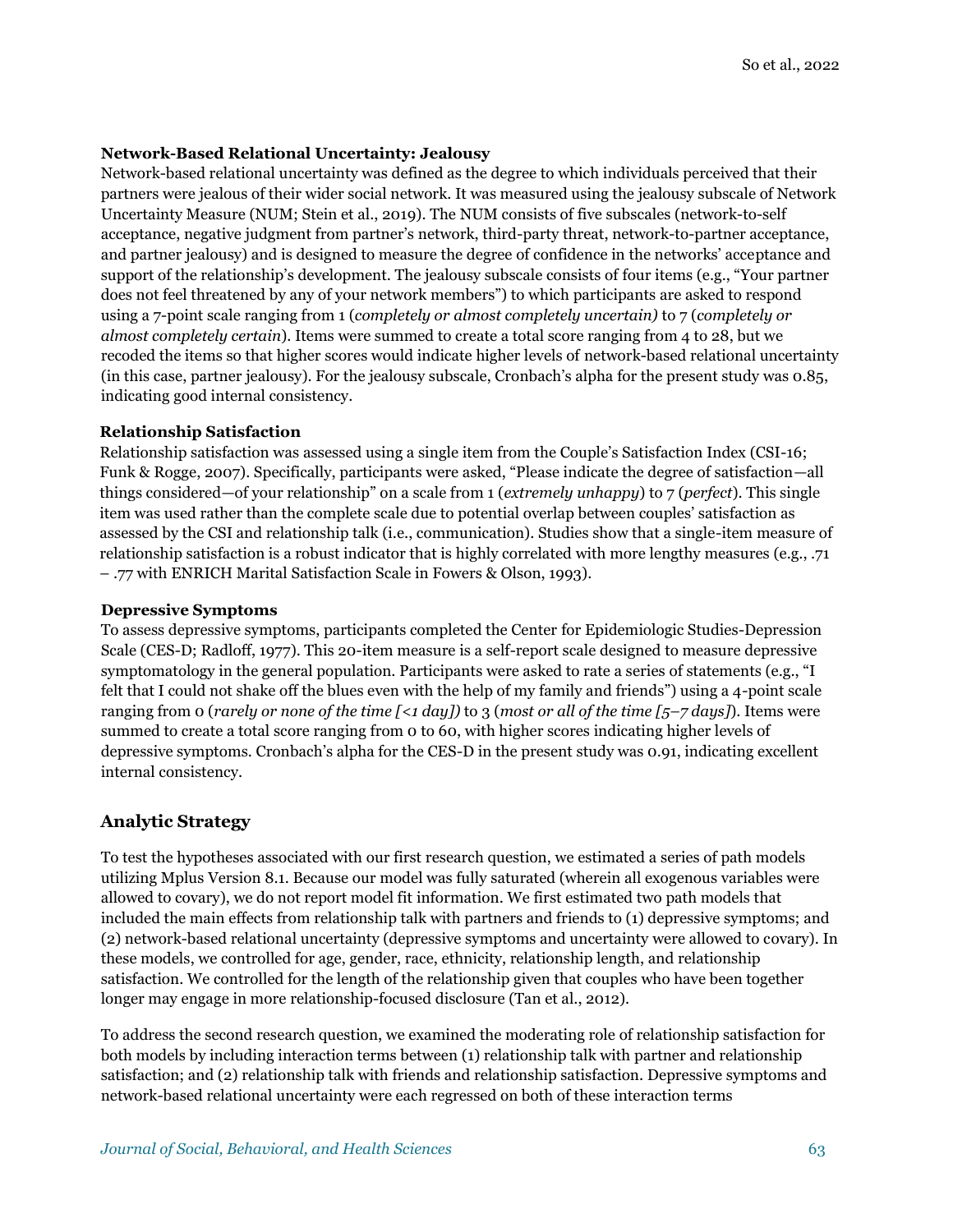### Network-Based Relational Uncertainty: Jealousy

Network-based relational uncertainty was defined as the degree to which individuals perceived that their partners were jealous of their wider social network. It was measured using the jealousy subscale of Network Uncertainty Measure (NUM; Stein et al., 2019). The NUM consists of five subscales (network-to-self acceptance, negative judgment from partner's network, third-party threat, network-to-partner acceptance, and partner jealousy) and is designed to measure the degree of confidence in the networks' acceptance and support of the relationship's development. The jealousy subscale consists of four items (e.g., "Your partner does not feel threatened by any of your network members") to which participants are asked to respond using a 7-point scale ranging from 1 (*completely or almost completely uncertain)* to 7 (*completely or almost completely certain*). Items were summed to create a total score ranging from 4 to 28, but we recoded the items so that higher scores would indicate higher levels of network-based relational uncertainty (in this case, partner jealousy). For the jealousy subscale, Cronbach's alpha for the present study was 0.85, indicating good internal consistency.

### Relationship Satisfaction

Relationship satisfaction was assessed using a single item from the Couple's Satisfaction Index (CSI-16; Funk & Rogge, 2007). Specifically, participants were asked, "Please indicate the degree of satisfaction—all things considered—of your relationship" on a scale from 1 (*extremely unhappy*) to 7 (*perfect*). This single item was used rather than the complete scale due to potential overlap between couples' satisfaction as assessed by the CSI and relationship talk (i.e., communication). Studies show that a single-item measure of relationship satisfaction is a robust indicator that is highly correlated with more lengthy measures (e.g., .71 – .77 with ENRICH Marital Satisfaction Scale in Fowers & Olson, 1993).

### Depressive Symptoms

To assess depressive symptoms, participants completed the Center for Epidemiologic Studies-Depression Scale (CES-D; Radloff, 1977). This 20-item measure is a self-report scale designed to measure depressive symptomatology in the general population. Participants were asked to rate a series of statements (e.g., "I felt that I could not shake off the blues even with the help of my family and friends") using a 4-point scale ranging from 0 (*rarely or none of the time [<1 day])* to 3 (*most or all of the time [5–7 days]*). Items were summed to create a total score ranging from 0 to 60, with higher scores indicating higher levels of depressive symptoms. Cronbach's alpha for the CES-D in the present study was 0.91, indicating excellent internal consistency.

## Analytic Strategy

To test the hypotheses associated with our first research question, we estimated a series of path models utilizing Mplus Version 8.1. Because our model was fully saturated (wherein all exogenous variables were allowed to covary), we do not report model fit information. We first estimated two path models that included the main effects from relationship talk with partners and friends to (1) depressive symptoms; and (2) network-based relational uncertainty (depressive symptoms and uncertainty were allowed to covary). In these models, we controlled for age, gender, race, ethnicity, relationship length, and relationship satisfaction. We controlled for the length of the relationship given that couples who have been together longer may engage in more relationship-focused disclosure (Tan et al., 2012).

To address the second research question, we examined the moderating role of relationship satisfaction for both models by including interaction terms between (1) relationship talk with partner and relationship satisfaction; and (2) relationship talk with friends and relationship satisfaction. Depressive symptoms and network-based relational uncertainty were each regressed on both of these interaction terms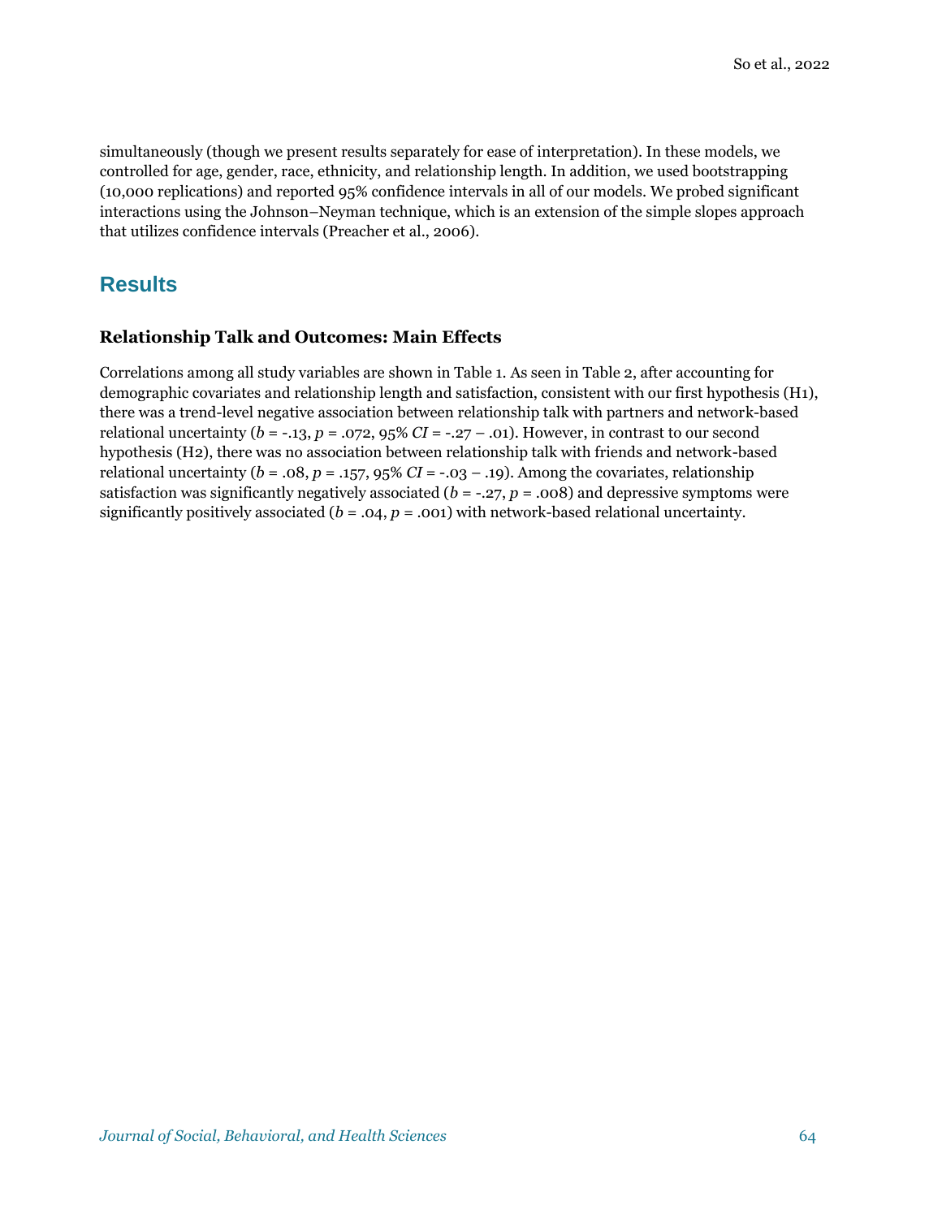simultaneously (though we present results separately for ease of interpretation). In these models, we controlled for age, gender, race, ethnicity, and relationship length. In addition, we used bootstrapping (10,000 replications) and reported 95% confidence intervals in all of our models. We probed significant interactions using the Johnson–Neyman technique, which is an extension of the simple slopes approach that utilizes confidence intervals (Preacher et al., 2006).

## Results

### Relationship Talk and Outcomes: Main Effects

Correlations among all study variables are shown in Table 1. As seen in Table 2, after accounting for demographic covariates and relationship length and satisfaction, consistent with our first hypothesis (H1), there was a trend-level negative association between relationship talk with partners and network-based relational uncertainty ($b = -.13$, $p = .072$, 95% $CI = -.27 – .01$). However, in contrast to our second hypothesis (H2), there was no association between relationship talk with friends and network-based relational uncertainty ($b = .08$, $p = .157$, 95% $CI = -.03 – .19$). Among the covariates, relationship satisfaction was significantly negatively associated ($b = -.27$, $p = .008$) and depressive symptoms were significantly positively associated ($b = .04$, $p = .001$) with network-based relational uncertainty.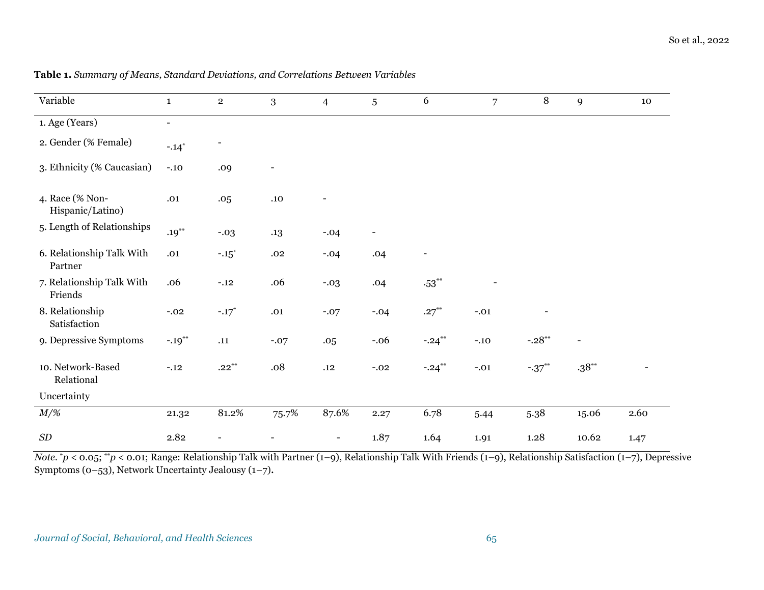**Table 1.** *Summary of Means, Standard Deviations, and Correlations Between Variables*

| Variable | 1 | 2 | 3 | 4 | 5 | 6 | 7 | 8 | 9 | 10 |
|---|---|---|---|---|---|---|---|---|---|---|
| 1. Age (Years) | - | | | | | | | | | |
| 2. Gender (% Female) | -.14* | - | | | | | | | | |
| 3. Ethnicity (% Caucasian) | -.10 | .09 | - | | | | | | | |
| 4. Race (% Non-Hispanic/Latino) | .01 | .05 | .10 | - | | | | | | |
| 5. Length of Relationships | .19** | -.03 | .13 | -.04 | - | | | | | |
| 6. Relationship Talk With Partner | .01 | -.15* | .02 | -.04 | .04 | - | | | | |
| 7. Relationship Talk With Friends | .06 | -.12 | .06 | -.03 | .04 | .53** | - | | | |
| 8. Relationship Satisfaction | -.02 | -.17* | .01 | -.07 | -.04 | .27** | -.01 | - | | |
| 9. Depressive Symptoms | -.19** | .11 | -.07 | .05 | -.06 | -.24** | -.10 | -.28** | - | |
| 10. Network-Based Relational Uncertainty | -.12 | .22** | .08 | .12 | -.02 | -.24** | -.01 | -.37** | .38** | - |
| *M/%* | 21.32 | 81.2% | 75.7% | 87.6% | 2.27 | 6.78 | 5.44 | 5.38 | 15.06 | 2.60 |
| *SD* | 2.82 | - | - | - | 1.87 | 1.64 | 1.91 | 1.28 | 10.62 | 1.47 |

*Note.* *$p < 0.05$; **$p < 0.01$; Range: Relationship Talk with Partner (1–9), Relationship Talk With Friends (1–9), Relationship Satisfaction (1–7), Depressive Symptoms (0–53), Network Uncertainty Jealousy (1–7).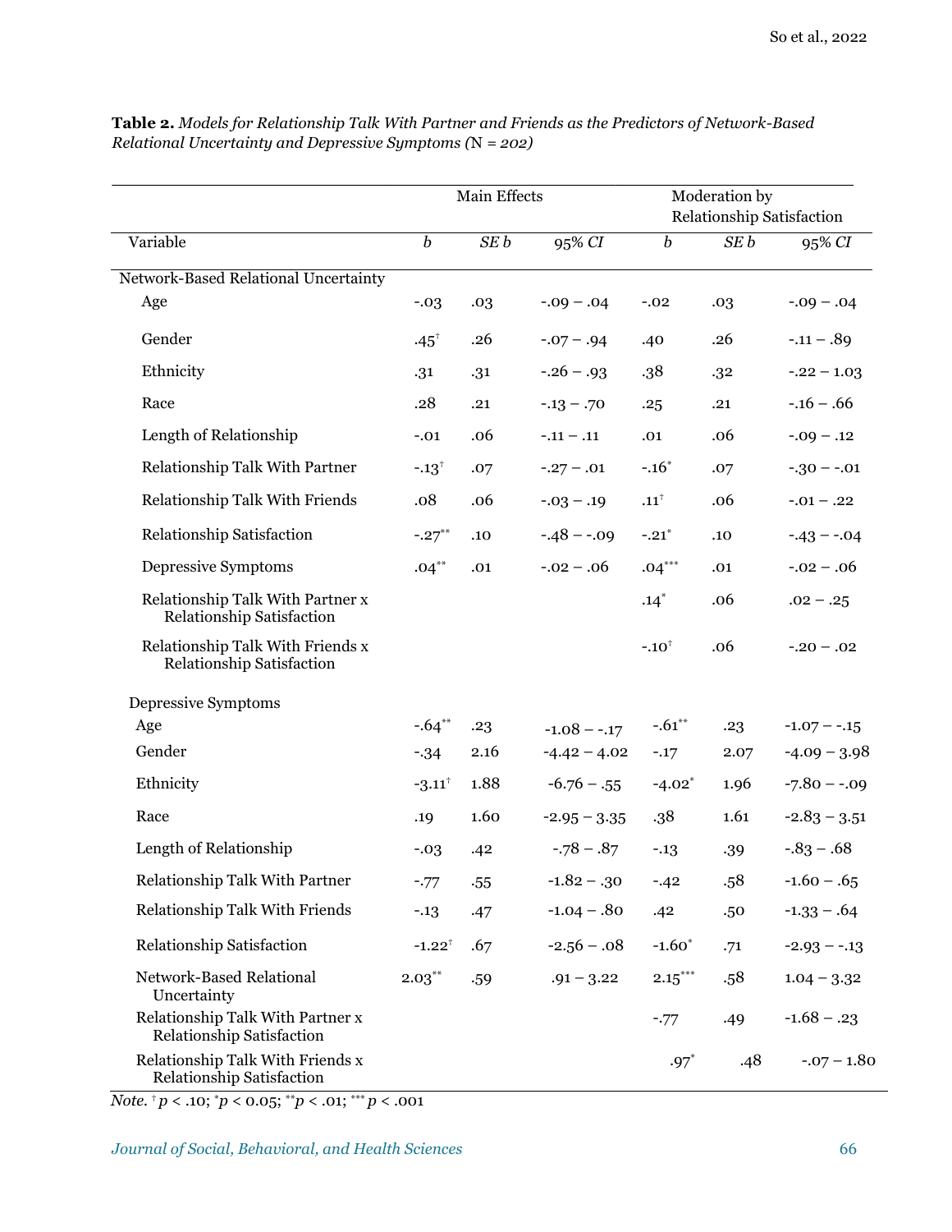**Table 2.** *Models for Relationship Talk With Partner and Friends as the Predictors of Network-Based Relational Uncertainty and Depressive Symptoms (N = 202)*

| | Main Effects | | | Moderation by Relationship Satisfaction | | |
|---|---|---|---|---|---|---|
| Variable | *b* | *SE b* | *95% CI* | *b* | *SE b* | *95% CI* |
| Network-Based Relational Uncertainty | | | | | | |
| Age | -.03 | .03 | -.09 – .04 | -.02 | .03 | -.09 – .04 |
| Gender | .45† | .26 | -.07 – .94 | .40 | .26 | -.11 – .89 |
| Ethnicity | .31 | .31 | -.26 – .93 | .38 | .32 | -.22 – 1.03 |
| Race | .28 | .21 | -.13 – .70 | .25 | .21 | -.16 – .66 |
| Length of Relationship | -.01 | .06 | -.11 – .11 | .01 | .06 | -.09 – .12 |
| Relationship Talk With Partner | -.13† | .07 | -.27 – .01 | -.16* | .07 | -.30 – -.01 |
| Relationship Talk With Friends | .08 | .06 | -.03 – .19 | .11† | .06 | -.01 – .22 |
| Relationship Satisfaction | -.27** | .10 | -.48 – -.09 | -.21* | .10 | -.43 – -.04 |
| Depressive Symptoms | .04** | .01 | -.02 – .06 | .04*** | .01 | -.02 – .06 |
| Relationship Talk With Partner x Relationship Satisfaction | | | | .14* | .06 | .02 – .25 |
| Relationship Talk With Friends x Relationship Satisfaction | | | | -.10† | .06 | -.20 – .02 |
| Depressive Symptoms | | | | | | |
| Age | -.64** | .23 | -1.08 – -.17 | -.61** | .23 | -1.07 – -.15 |
| Gender | -.34 | 2.16 | -4.42 – 4.02 | -.17 | 2.07 | -4.09 – 3.98 |
| Ethnicity | -3.11† | 1.88 | -6.76 – .55 | -4.02* | 1.96 | -7.80 – -.09 |
| Race | .19 | 1.60 | -2.95 – 3.35 | .38 | 1.61 | -2.83 – 3.51 |
| Length of Relationship | -.03 | .42 | -.78 – .87 | -.13 | .39 | -.83 – .68 |
| Relationship Talk With Partner | -.77 | .55 | -1.82 – .30 | -.42 | .58 | -1.60 – .65 |
| Relationship Talk With Friends | -.13 | .47 | -1.04 – .80 | .42 | .50 | -1.33 – .64 |
| Relationship Satisfaction | -1.22† | .67 | -2.56 – .08 | -1.60* | .71 | -2.93 – -.13 |
| Network-Based Relational Uncertainty | 2.03** | .59 | .91 – 3.22 | 2.15*** | .58 | 1.04 – 3.32 |
| Relationship Talk With Partner x Relationship Satisfaction | | | | -.77 | .49 | -1.68 – .23 |
| Relationship Talk With Friends x Relationship Satisfaction | | | | .97* | .48 | -.07 – 1.80 |

*Note.* † $p < .10$; * $p < 0.05$; ** $p < .01$; *** $p < .001$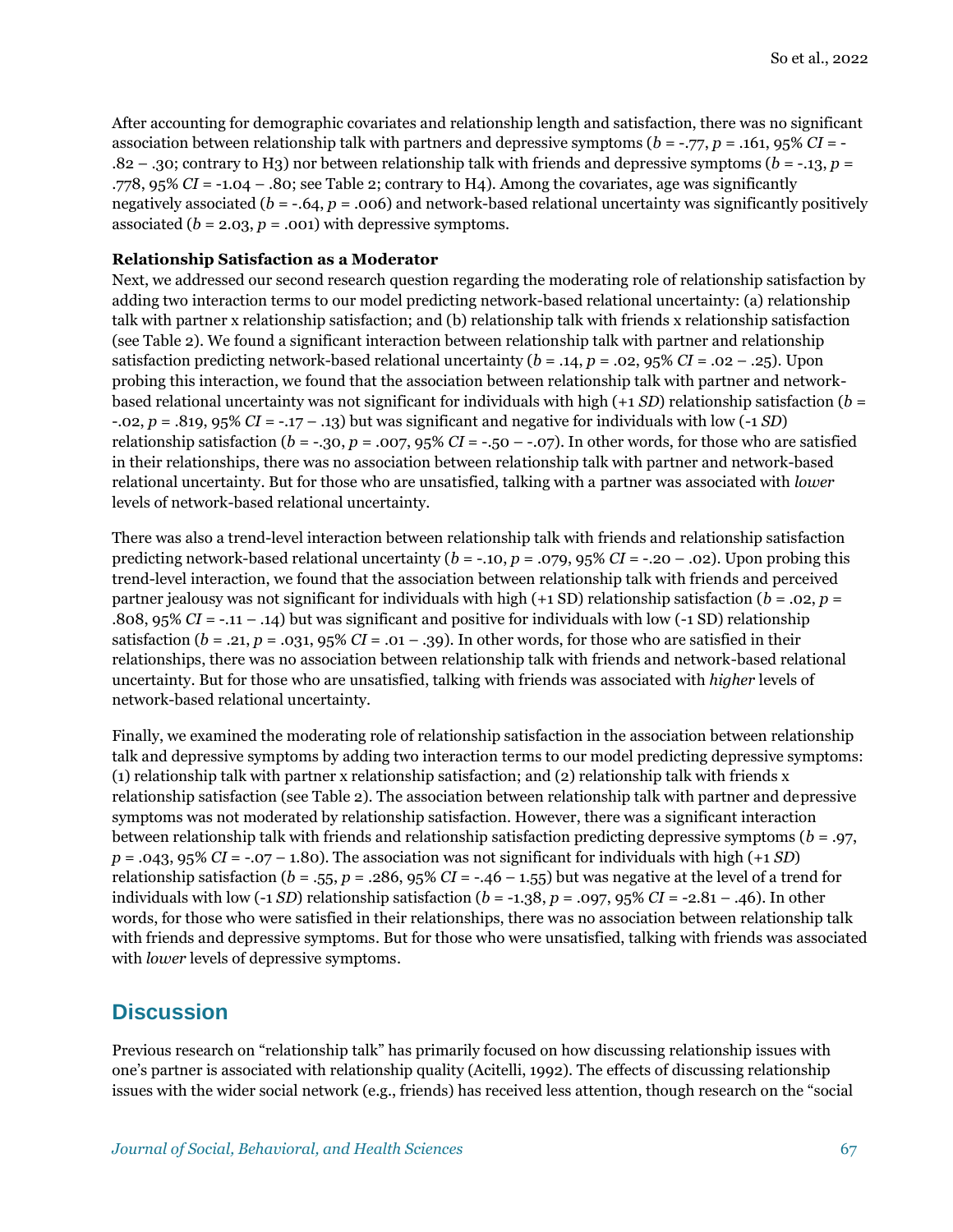After accounting for demographic covariates and relationship length and satisfaction, there was no significant association between relationship talk with partners and depressive symptoms ($b = -.77$, $p = .161$, 95% $CI = -.82 – .30$; contrary to H3) nor between relationship talk with friends and depressive symptoms ($b = -.13$, $p = .778$, 95% $CI = -1.04 – .80$; see Table 2; contrary to H4). Among the covariates, age was significantly negatively associated ($b = -.64$, $p = .006$) and network-based relational uncertainty was significantly positively associated ($b = 2.03$, $p = .001$) with depressive symptoms.

**Relationship Satisfaction as a Moderator**

Next, we addressed our second research question regarding the moderating role of relationship satisfaction by adding two interaction terms to our model predicting network-based relational uncertainty: (a) relationship talk with partner x relationship satisfaction; and (b) relationship talk with friends x relationship satisfaction (see Table 2). We found a significant interaction between relationship talk with partner and relationship satisfaction predicting network-based relational uncertainty ($b = .14$, $p = .02$, 95% $CI = .02 – .25$). Upon probing this interaction, we found that the association between relationship talk with partner and network-based relational uncertainty was not significant for individuals with high (+1 *SD*) relationship satisfaction ($b = -.02$, $p = .819$, 95% $CI = -.17 – .13$) but was significant and negative for individuals with low (-1 *SD*) relationship satisfaction ($b = -.30$, $p = .007$, 95% $CI = -.50 – -.07$). In other words, for those who are satisfied in their relationships, there was no association between relationship talk with partner and network-based relational uncertainty. But for those who are unsatisfied, talking with a partner was associated with *lower* levels of network-based relational uncertainty.

There was also a trend-level interaction between relationship talk with friends and relationship satisfaction predicting network-based relational uncertainty ($b = -.10$, $p = .079$, 95% $CI = -.20 – .02$). Upon probing this trend-level interaction, we found that the association between relationship talk with friends and perceived partner jealousy was not significant for individuals with high (+1 SD) relationship satisfaction ($b = .02$, $p = .808$, 95% $CI = -.11 – .14$) but was significant and positive for individuals with low (-1 SD) relationship satisfaction ($b = .21$, $p = .031$, 95% $CI = .01 – .39$). In other words, for those who are satisfied in their relationships, there was no association between relationship talk with friends and network-based relational uncertainty. But for those who are unsatisfied, talking with friends was associated with *higher* levels of network-based relational uncertainty.

Finally, we examined the moderating role of relationship satisfaction in the association between relationship talk and depressive symptoms by adding two interaction terms to our model predicting depressive symptoms: (1) relationship talk with partner x relationship satisfaction; and (2) relationship talk with friends x relationship satisfaction (see Table 2). The association between relationship talk with partner and depressive symptoms was not moderated by relationship satisfaction. However, there was a significant interaction between relationship talk with friends and relationship satisfaction predicting depressive symptoms ($b = .97$, $p = .043$, 95% $CI = -.07 – 1.80$). The association was not significant for individuals with high (+1 *SD*) relationship satisfaction ($b = .55$, $p = .286$, 95% $CI = -.46 – 1.55$) but was negative at the level of a trend for individuals with low (-1 *SD*) relationship satisfaction ($b = -1.38$, $p = .097$, 95% $CI = -2.81 – .46$). In other words, for those who were satisfied in their relationships, there was no association between relationship talk with friends and depressive symptoms. But for those who were unsatisfied, talking with friends was associated with *lower* levels of depressive symptoms.

## Discussion

Previous research on "relationship talk" has primarily focused on how discussing relationship issues with one's partner is associated with relationship quality (Acitelli, 1992). The effects of discussing relationship issues with the wider social network (e.g., friends) has received less attention, though research on the "social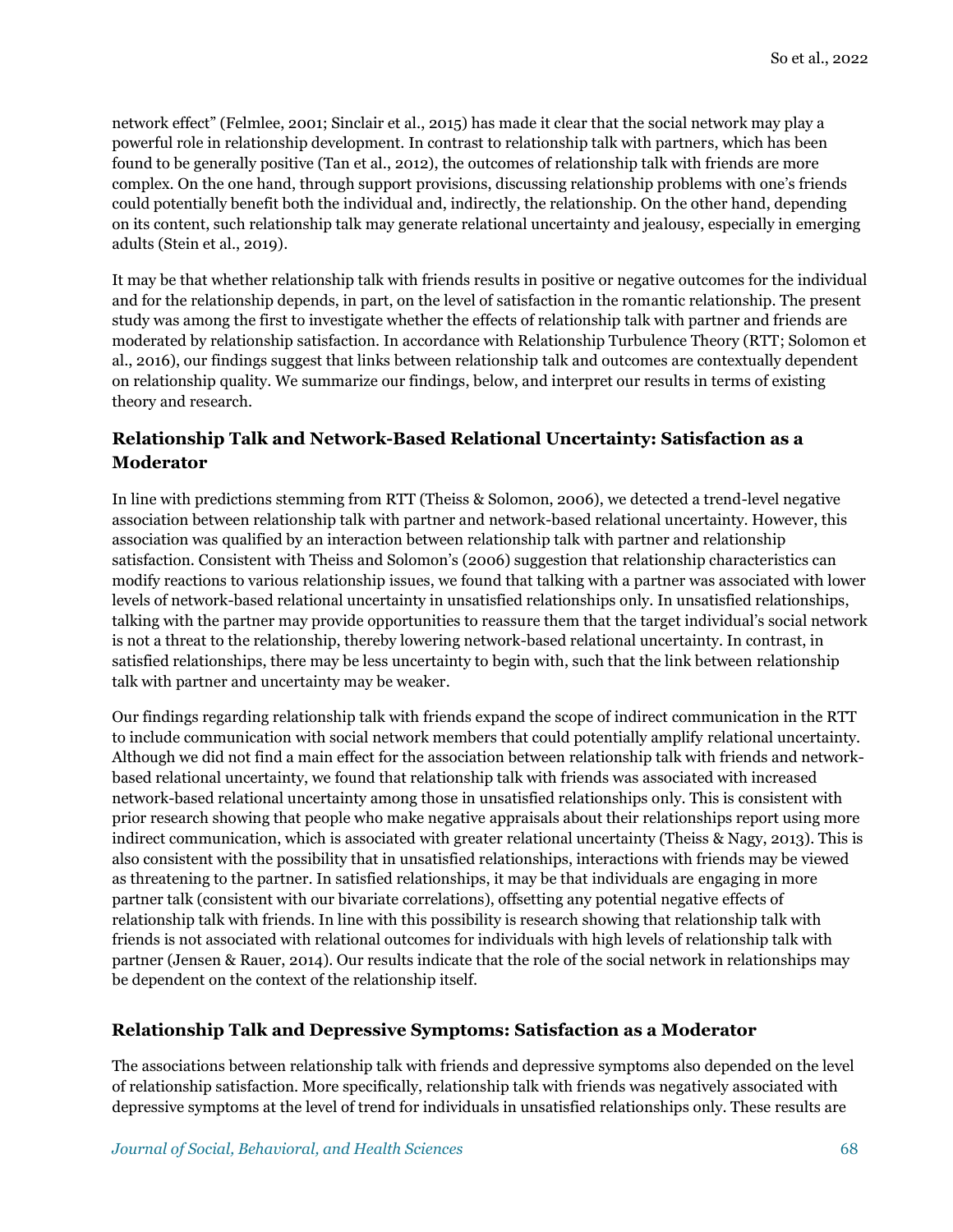network effect" (Felmlee, 2001; Sinclair et al., 2015) has made it clear that the social network may play a powerful role in relationship development. In contrast to relationship talk with partners, which has been found to be generally positive (Tan et al., 2012), the outcomes of relationship talk with friends are more complex. On the one hand, through support provisions, discussing relationship problems with one's friends could potentially benefit both the individual and, indirectly, the relationship. On the other hand, depending on its content, such relationship talk may generate relational uncertainty and jealousy, especially in emerging adults (Stein et al., 2019).

It may be that whether relationship talk with friends results in positive or negative outcomes for the individual and for the relationship depends, in part, on the level of satisfaction in the romantic relationship. The present study was among the first to investigate whether the effects of relationship talk with partner and friends are moderated by relationship satisfaction. In accordance with Relationship Turbulence Theory (RTT; Solomon et al., 2016), our findings suggest that links between relationship talk and outcomes are contextually dependent on relationship quality. We summarize our findings, below, and interpret our results in terms of existing theory and research.

### Relationship Talk and Network-Based Relational Uncertainty: Satisfaction as a Moderator

In line with predictions stemming from RTT (Theiss & Solomon, 2006), we detected a trend-level negative association between relationship talk with partner and network-based relational uncertainty. However, this association was qualified by an interaction between relationship talk with partner and relationship satisfaction. Consistent with Theiss and Solomon's (2006) suggestion that relationship characteristics can modify reactions to various relationship issues, we found that talking with a partner was associated with lower levels of network-based relational uncertainty in unsatisfied relationships only. In unsatisfied relationships, talking with the partner may provide opportunities to reassure them that the target individual's social network is not a threat to the relationship, thereby lowering network-based relational uncertainty. In contrast, in satisfied relationships, there may be less uncertainty to begin with, such that the link between relationship talk with partner and uncertainty may be weaker.

Our findings regarding relationship talk with friends expand the scope of indirect communication in the RTT to include communication with social network members that could potentially amplify relational uncertainty. Although we did not find a main effect for the association between relationship talk with friends and network-based relational uncertainty, we found that relationship talk with friends was associated with increased network-based relational uncertainty among those in unsatisfied relationships only. This is consistent with prior research showing that people who make negative appraisals about their relationships report using more indirect communication, which is associated with greater relational uncertainty (Theiss & Nagy, 2013). This is also consistent with the possibility that in unsatisfied relationships, interactions with friends may be viewed as threatening to the partner. In satisfied relationships, it may be that individuals are engaging in more partner talk (consistent with our bivariate correlations), offsetting any potential negative effects of relationship talk with friends. In line with this possibility is research showing that relationship talk with friends is not associated with relational outcomes for individuals with high levels of relationship talk with partner (Jensen & Rauer, 2014). Our results indicate that the role of the social network in relationships may be dependent on the context of the relationship itself.

### Relationship Talk and Depressive Symptoms: Satisfaction as a Moderator

The associations between relationship talk with friends and depressive symptoms also depended on the level of relationship satisfaction. More specifically, relationship talk with friends was negatively associated with depressive symptoms at the level of trend for individuals in unsatisfied relationships only. These results are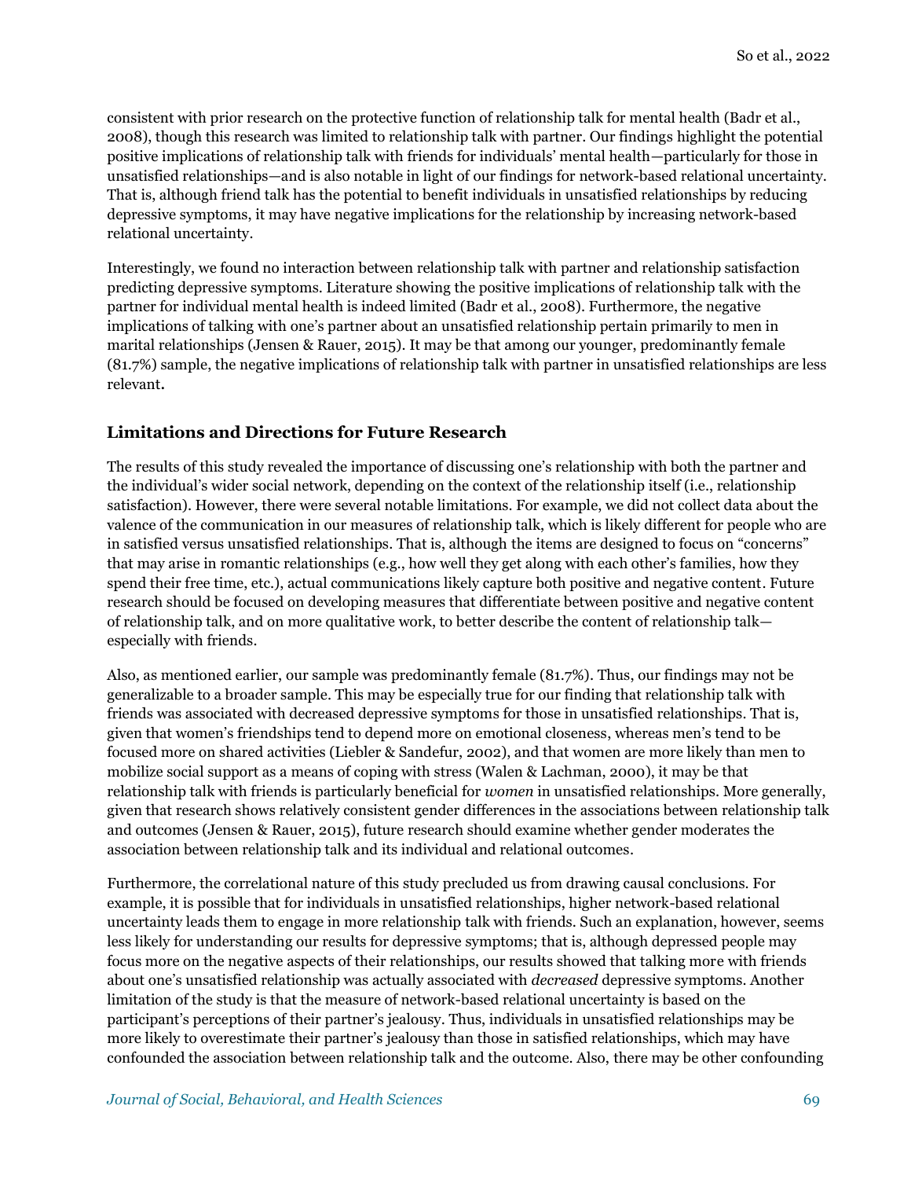consistent with prior research on the protective function of relationship talk for mental health (Badr et al., 2008), though this research was limited to relationship talk with partner. Our findings highlight the potential positive implications of relationship talk with friends for individuals' mental health—particularly for those in unsatisfied relationships—and is also notable in light of our findings for network-based relational uncertainty. That is, although friend talk has the potential to benefit individuals in unsatisfied relationships by reducing depressive symptoms, it may have negative implications for the relationship by increasing network-based relational uncertainty.

Interestingly, we found no interaction between relationship talk with partner and relationship satisfaction predicting depressive symptoms. Literature showing the positive implications of relationship talk with the partner for individual mental health is indeed limited (Badr et al., 2008). Furthermore, the negative implications of talking with one's partner about an unsatisfied relationship pertain primarily to men in marital relationships (Jensen & Rauer, 2015). It may be that among our younger, predominantly female (81.7%) sample, the negative implications of relationship talk with partner in unsatisfied relationships are less relevant.

### Limitations and Directions for Future Research

The results of this study revealed the importance of discussing one's relationship with both the partner and the individual's wider social network, depending on the context of the relationship itself (i.e., relationship satisfaction). However, there were several notable limitations. For example, we did not collect data about the valence of the communication in our measures of relationship talk, which is likely different for people who are in satisfied versus unsatisfied relationships. That is, although the items are designed to focus on "concerns" that may arise in romantic relationships (e.g., how well they get along with each other's families, how they spend their free time, etc.), actual communications likely capture both positive and negative content. Future research should be focused on developing measures that differentiate between positive and negative content of relationship talk, and on more qualitative work, to better describe the content of relationship talk—especially with friends.

Also, as mentioned earlier, our sample was predominantly female (81.7%). Thus, our findings may not be generalizable to a broader sample. This may be especially true for our finding that relationship talk with friends was associated with decreased depressive symptoms for those in unsatisfied relationships. That is, given that women's friendships tend to depend more on emotional closeness, whereas men's tend to be focused more on shared activities (Liebler & Sandefur, 2002), and that women are more likely than men to mobilize social support as a means of coping with stress (Walen & Lachman, 2000), it may be that relationship talk with friends is particularly beneficial for *women* in unsatisfied relationships. More generally, given that research shows relatively consistent gender differences in the associations between relationship talk and outcomes (Jensen & Rauer, 2015), future research should examine whether gender moderates the association between relationship talk and its individual and relational outcomes.

Furthermore, the correlational nature of this study precluded us from drawing causal conclusions. For example, it is possible that for individuals in unsatisfied relationships, higher network-based relational uncertainty leads them to engage in more relationship talk with friends. Such an explanation, however, seems less likely for understanding our results for depressive symptoms; that is, although depressed people may focus more on the negative aspects of their relationships, our results showed that talking more with friends about one's unsatisfied relationship was actually associated with *decreased* depressive symptoms. Another limitation of the study is that the measure of network-based relational uncertainty is based on the participant's perceptions of their partner's jealousy. Thus, individuals in unsatisfied relationships may be more likely to overestimate their partner's jealousy than those in satisfied relationships, which may have confounded the association between relationship talk and the outcome. Also, there may be other confounding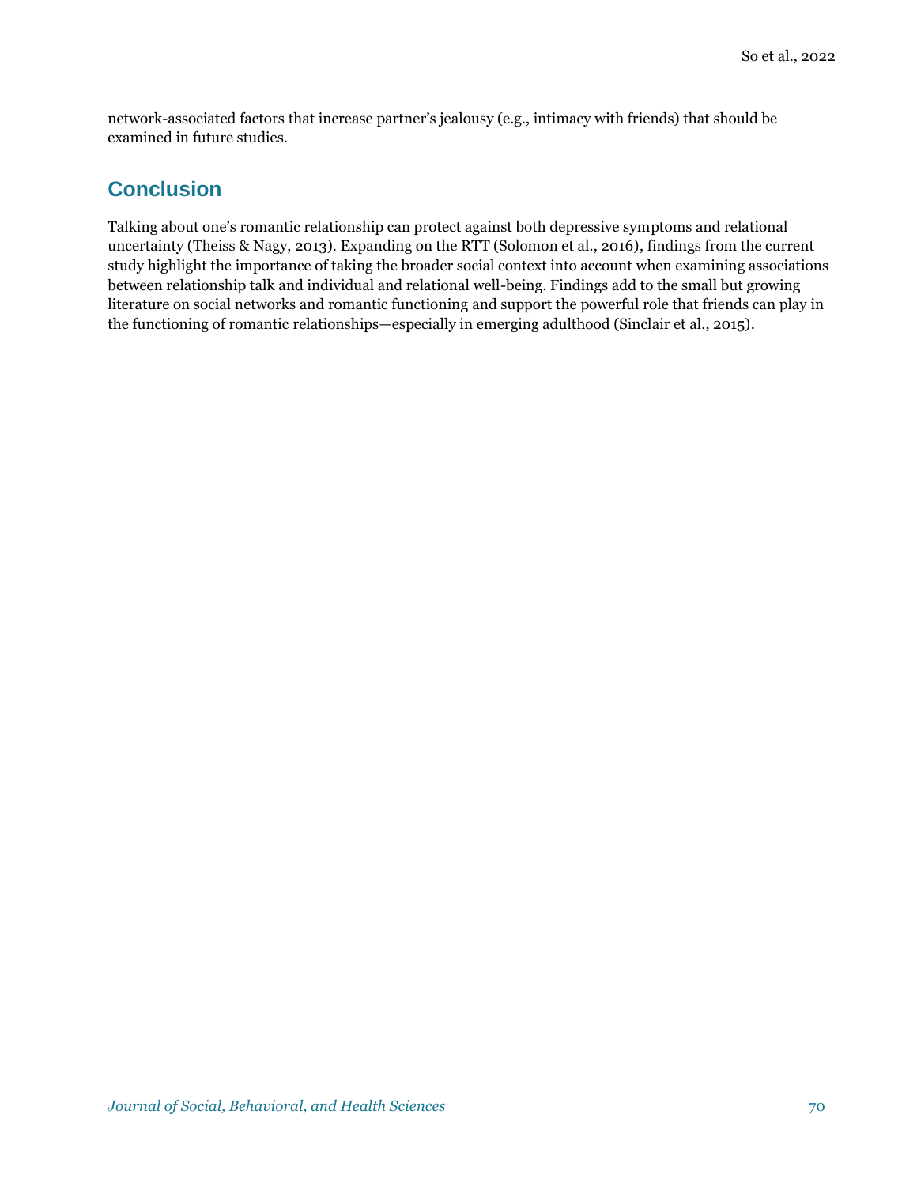network-associated factors that increase partner's jealousy (e.g., intimacy with friends) that should be examined in future studies.

## Conclusion

Talking about one's romantic relationship can protect against both depressive symptoms and relational uncertainty (Theiss & Nagy, 2013). Expanding on the RTT (Solomon et al., 2016), findings from the current study highlight the importance of taking the broader social context into account when examining associations between relationship talk and individual and relational well-being. Findings add to the small but growing literature on social networks and romantic functioning and support the powerful role that friends can play in the functioning of romantic relationships—especially in emerging adulthood (Sinclair et al., 2015).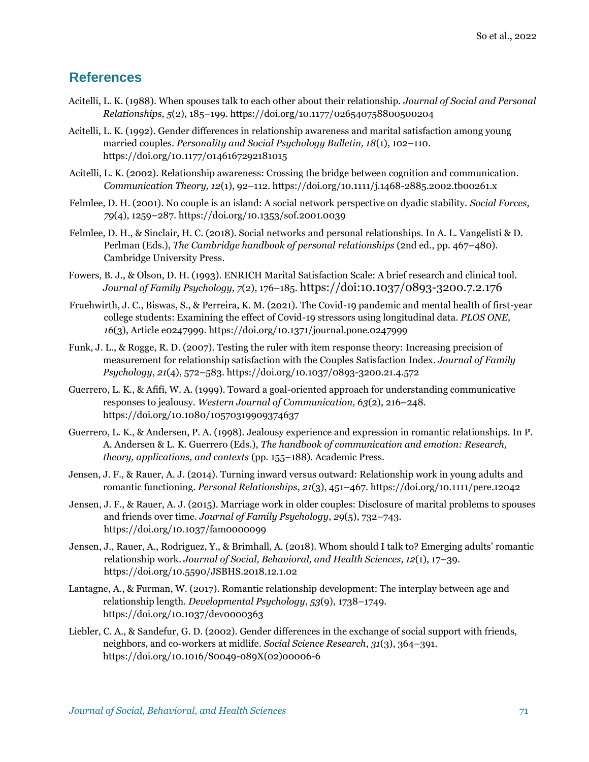## References

Acitelli, L. K. (1988). When spouses talk to each other about their relationship. *Journal of Social and Personal Relationships, 5*(2), 185–199. https://doi.org/10.1177/026540758800500204

Acitelli, L. K. (1992). Gender differences in relationship awareness and marital satisfaction among young married couples. *Personality and Social Psychology Bulletin, 18*(1), 102–110. https://doi.org/10.1177/0146167292181015

Acitelli, L. K. (2002). Relationship awareness: Crossing the bridge between cognition and communication. *Communication Theory, 12*(1), 92–112. https://doi.org/10.1111/j.1468-2885.2002.tb00261.x

Felmlee, D. H. (2001). No couple is an island: A social network perspective on dyadic stability. *Social Forces*, *79*(4), 1259–287. https://doi.org/10.1353/sof.2001.0039

Felmlee, D. H., & Sinclair, H. C. (2018). Social networks and personal relationships. In A. L. Vangelisti & D. Perlman (Eds.), *The Cambridge handbook of personal relationships* (2nd ed., pp. 467–480). Cambridge University Press.

Fowers, B. J., & Olson, D. H. (1993). ENRICH Marital Satisfaction Scale: A brief research and clinical tool. *Journal of Family Psychology, 7*(2), 176–185. https://doi:10.1037/0893-3200.7.2.176

Fruehwirth, J. C., Biswas, S., & Perreira, K. M. (2021). The Covid-19 pandemic and mental health of first-year college students: Examining the effect of Covid-19 stressors using longitudinal data. *PLOS ONE, 16*(3), Article e0247999. https://doi.org/10.1371/journal.pone.0247999

Funk, J. L., & Rogge, R. D. (2007). Testing the ruler with item response theory: Increasing precision of measurement for relationship satisfaction with the Couples Satisfaction Index. *Journal of Family Psychology*, *21*(4), 572–583. https://doi.org/10.1037/0893-3200.21.4.572

Guerrero, L. K., & Afifi, W. A. (1999). Toward a goal-oriented approach for understanding communicative responses to jealousy. *Western Journal of Communication, 63*(2), 216–248. https://doi.org/10.1080/10570319909374637

Guerrero, L. K., & Andersen, P. A. (1998). Jealousy experience and expression in romantic relationships. In P. A. Andersen & L. K. Guerrero (Eds.), *The handbook of communication and emotion: Research, theory, applications, and contexts* (pp. 155–188). Academic Press.

Jensen, J. F., & Rauer, A. J. (2014). Turning inward versus outward: Relationship work in young adults and romantic functioning. *Personal Relationships*, *21*(3), 451–467. https://doi.org/10.1111/pere.12042

Jensen, J. F., & Rauer, A. J. (2015). Marriage work in older couples: Disclosure of marital problems to spouses and friends over time. *Journal of Family Psychology*, *29*(5), 732–743. https://doi.org/10.1037/fam0000099

Jensen, J., Rauer, A., Rodriguez, Y., & Brimhall, A. (2018). Whom should I talk to? Emerging adults' romantic relationship work. *Journal of Social, Behavioral, and Health Sciences*, *12*(1), 17–39. https://doi.org/10.5590/JSBHS.2018.12.1.02

Lantagne, A., & Furman, W. (2017). Romantic relationship development: The interplay between age and relationship length. *Developmental Psychology*, *53*(9), 1738–1749. https://doi.org/10.1037/dev0000363

Liebler, C. A., & Sandefur, G. D. (2002). Gender differences in the exchange of social support with friends, neighbors, and co-workers at midlife. *Social Science Research*, *31*(3), 364–391. https://doi.org/10.1016/S0049-089X(02)00006-6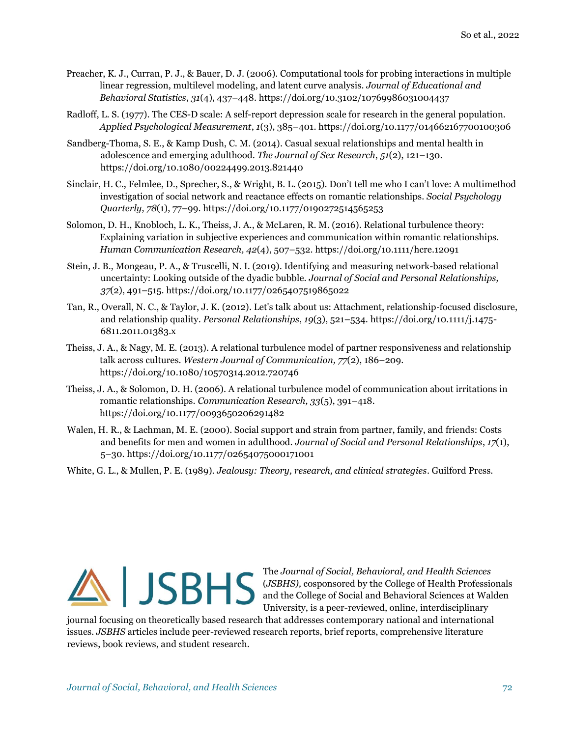Preacher, K. J., Curran, P. J., & Bauer, D. J. (2006). Computational tools for probing interactions in multiple linear regression, multilevel modeling, and latent curve analysis. *Journal of Educational and Behavioral Statistics*, *31*(4), 437–448. https://doi.org/10.3102/10769986031004437

Radloff, L. S. (1977). The CES-D scale: A self-report depression scale for research in the general population. *Applied Psychological Measurement*, *1*(3), 385–401. https://doi.org/10.1177/014662167700100306

Sandberg-Thoma, S. E., & Kamp Dush, C. M. (2014). Casual sexual relationships and mental health in adolescence and emerging adulthood. *The Journal of Sex Research*, *51*(2), 121–130. https://doi.org/10.1080/00224499.2013.821440

Sinclair, H. C., Felmlee, D., Sprecher, S., & Wright, B. L. (2015). Don't tell me who I can't love: A multimethod investigation of social network and reactance effects on romantic relationships. *Social Psychology Quarterly*, *78*(1), 77–99. https://doi.org/10.1177/0190272514565253

Solomon, D. H., Knobloch, L. K., Theiss, J. A., & McLaren, R. M. (2016). Relational turbulence theory: Explaining variation in subjective experiences and communication within romantic relationships. *Human Communication Research, 42*(4), 507–532. https://doi.org/10.1111/hcre.12091

Stein, J. B., Mongeau, P. A., & Truscelli, N. I. (2019). Identifying and measuring network-based relational uncertainty: Looking outside of the dyadic bubble. *Journal of Social and Personal Relationships, 37*(2), 491–515. https://doi.org/10.1177/0265407519865022

Tan, R., Overall, N. C., & Taylor, J. K. (2012). Let's talk about us: Attachment, relationship-focused disclosure, and relationship quality. *Personal Relationships*, *19*(3), 521–534. https://doi.org/10.1111/j.1475-6811.2011.01383.x

Theiss, J. A., & Nagy, M. E. (2013). A relational turbulence model of partner responsiveness and relationship talk across cultures. *Western Journal of Communication, 77*(2), 186–209. https://doi.org/10.1080/10570314.2012.720746

Theiss, J. A., & Solomon, D. H. (2006). A relational turbulence model of communication about irritations in romantic relationships. *Communication Research, 33*(5), 391–418. https://doi.org/10.1177/0093650206291482

Walen, H. R., & Lachman, M. E. (2000). Social support and strain from partner, family, and friends: Costs and benefits for men and women in adulthood. *Journal of Social and Personal Relationships*, *17*(1), 5–30. https://doi.org/10.1177/02654075000171001

White, G. L., & Mullen, P. E. (1989). *Jealousy: Theory, research, and clinical strategies*. Guilford Press.

JSBHS

The *Journal of Social, Behavioral, and Health Sciences* (*JSBHS),* cosponsored by the College of Health Professionals and the College of Social and Behavioral Sciences at Walden University, is a peer-reviewed, online, interdisciplinary journal focusing on theoretically based research that addresses contemporary national and international issues. *JSBHS* articles include peer-reviewed research reports, brief reports, comprehensive literature reviews, book reviews, and student research.